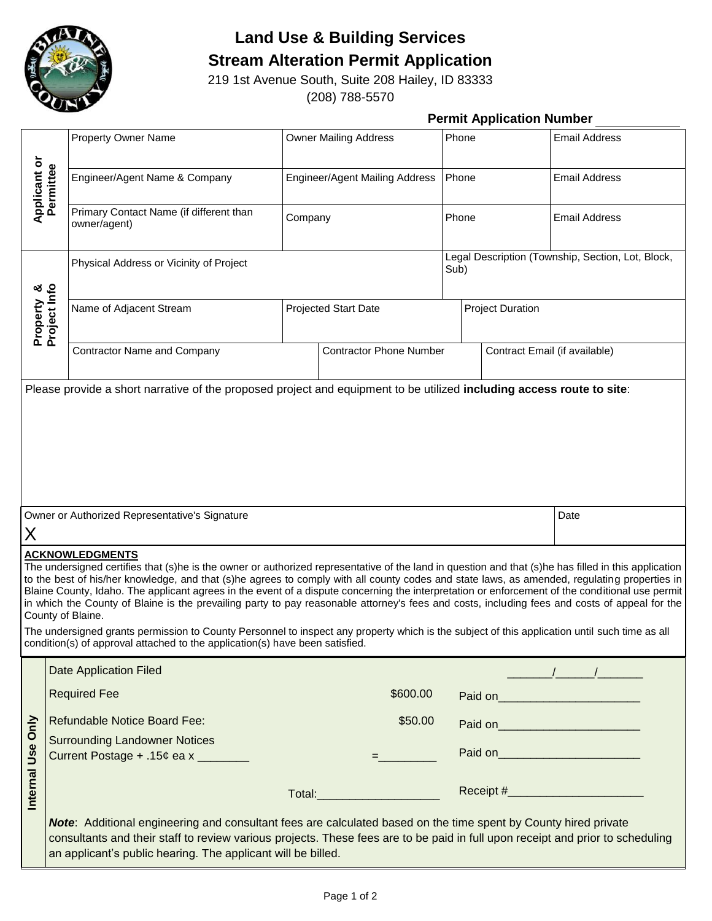# Land Use & Building Services

## Stream Alteration Permit Application

219 1st Avenue South, Suite 208 Hailey, ID 83333

(208) 788-5570

**Permit Application Number** ____________

| Applicant or Permittee | | | | |
|---|---|---|---|---|
| | Property Owner Name | Owner Mailing Address | Phone | Email Address |
| | Engineer/Agent Name & Company | Engineer/Agent Mailing Address | Phone | Email Address |
| | Primary Contact Name (if different than owner/agent) | Company | Phone | Email Address |

| Property & Project Info | | | |
|---|---|---|---|
| | Physical Address or Vicinity of Project | | Legal Description (Township, Section, Lot, Block, Sub) |
| | Name of Adjacent Stream | Projected Start Date | Project Duration |
| | Contractor Name and Company | Contractor Phone Number | Contract Email (if available) |

Please provide a short narrative of the proposed project and equipment to be utilized **including access route to site**:

| Owner or Authorized Representative's Signature | Date |
|---|---|
| X | |

**ACKNOWLEDGMENTS**

The undersigned certifies that (s)he is the owner or authorized representative of the land in question and that (s)he has filled in this application to the best of his/her knowledge, and that (s)he agrees to comply with all county codes and state laws, as amended, regulating properties in Blaine County, Idaho. The applicant agrees in the event of a dispute concerning the interpretation or enforcement of the conditional use permit in which the County of Blaine is the prevailing party to pay reasonable attorney's fees and costs, including fees and costs of appeal for the County of Blaine.

The undersigned grants permission to County Personnel to inspect any property which is the subject of this application until such time as all condition(s) of approval attached to the application(s) have been satisfied.

**Internal Use Only**

| | | |
|---|---|---|
| Date Application Filed | | _______/______/_______ |
| Required Fee | $600.00 | Paid on______________________ |
| Refundable Notice Board Fee: | $50.00 | Paid on______________________ |
| Surrounding Landowner Notices Current Postage + .15¢ ea x ________ | =_________ | Paid on______________________ |
| | Total:___________________ | Receipt #_____________________ |

***Note***: Additional engineering and consultant fees are calculated based on the time spent by County hired private consultants and their staff to review various projects. These fees are to be paid in full upon receipt and prior to scheduling an applicant's public hearing. The applicant will be billed.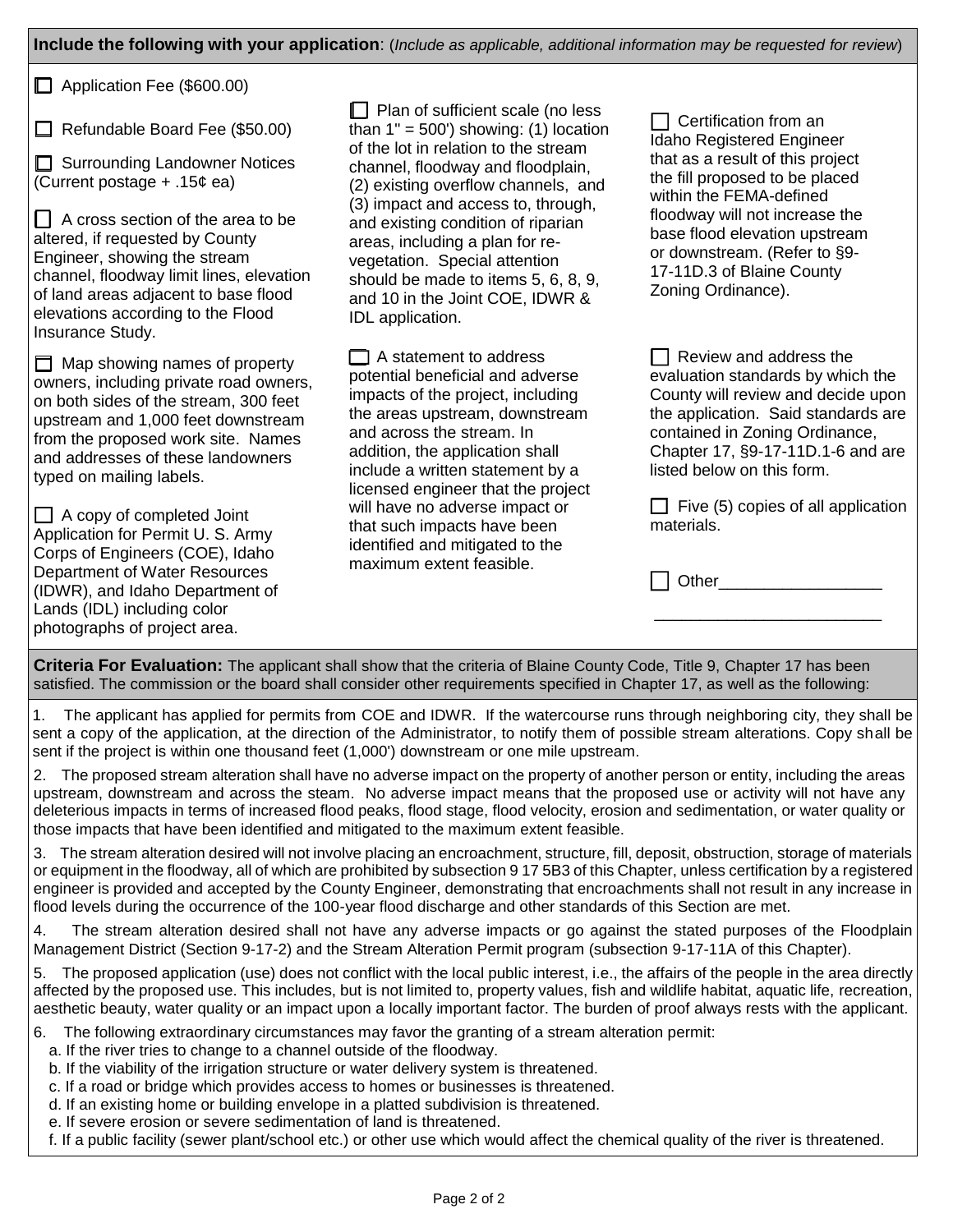**Include the following with your application**: (*Include as applicable, additional information may be requested for review*)

- ☐ Application Fee ($600.00)
- ☐ Refundable Board Fee ($50.00)
- ☐ Surrounding Landowner Notices (Current postage + .15¢ ea)
- ☐ A cross section of the area to be altered, if requested by County Engineer, showing the stream channel, floodway limit lines, elevation of land areas adjacent to base flood elevations according to the Flood Insurance Study.
- ☐ Map showing names of property owners, including private road owners, on both sides of the stream, 300 feet upstream and 1,000 feet downstream from the proposed work site. Names and addresses of these landowners typed on mailing labels.
- ☐ A copy of completed Joint Application for Permit U. S. Army Corps of Engineers (COE), Idaho Department of Water Resources (IDWR), and Idaho Department of Lands (IDL) including color photographs of project area.
- ☐ Plan of sufficient scale (no less than 1" = 500') showing: (1) location of the lot in relation to the stream channel, floodway and floodplain, (2) existing overflow channels, and (3) impact and access to, through, and existing condition of riparian areas, including a plan for re-vegetation. Special attention should be made to items 5, 6, 8, 9, and 10 in the Joint COE, IDWR & IDL application.
- ☐ A statement to address potential beneficial and adverse impacts of the project, including the areas upstream, downstream and across the stream. In addition, the application shall include a written statement by a licensed engineer that the project will have no adverse impact or that such impacts have been identified and mitigated to the maximum extent feasible.
- ☐ Certification from an Idaho Registered Engineer that as a result of this project the fill proposed to be placed within the FEMA-defined floodway will not increase the base flood elevation upstream or downstream. (Refer to §9-17-11D.3 of Blaine County Zoning Ordinance).
- ☐ Review and address the evaluation standards by which the County will review and decide upon the application. Said standards are contained in Zoning Ordinance, Chapter 17, §9-17-11D.1-6 and are listed below on this form.
- ☐ Five (5) copies of all application materials.
- ☐ Other__________________

  ________________________

**Criteria For Evaluation:** The applicant shall show that the criteria of Blaine County Code, Title 9, Chapter 17 has been satisfied. The commission or the board shall consider other requirements specified in Chapter 17, as well as the following:

1. The applicant has applied for permits from COE and IDWR. If the watercourse runs through neighboring city, they shall be sent a copy of the application, at the direction of the Administrator, to notify them of possible stream alterations. Copy shall be sent if the project is within one thousand feet (1,000') downstream or one mile upstream.
2. The proposed stream alteration shall have no adverse impact on the property of another person or entity, including the areas upstream, downstream and across the steam. No adverse impact means that the proposed use or activity will not have any deleterious impacts in terms of increased flood peaks, flood stage, flood velocity, erosion and sedimentation, or water quality or those impacts that have been identified and mitigated to the maximum extent feasible.
3. The stream alteration desired will not involve placing an encroachment, structure, fill, deposit, obstruction, storage of materials or equipment in the floodway, all of which are prohibited by subsection 9 17 5B3 of this Chapter, unless certification by a registered engineer is provided and accepted by the County Engineer, demonstrating that encroachments shall not result in any increase in flood levels during the occurrence of the 100-year flood discharge and other standards of this Section are met.
4. The stream alteration desired shall not have any adverse impacts or go against the stated purposes of the Floodplain Management District (Section 9-17-2) and the Stream Alteration Permit program (subsection 9-17-11A of this Chapter).
5. The proposed application (use) does not conflict with the local public interest, i.e., the affairs of the people in the area directly affected by the proposed use. This includes, but is not limited to, property values, fish and wildlife habitat, aquatic life, recreation, aesthetic beauty, water quality or an impact upon a locally important factor. The burden of proof always rests with the applicant.
6. The following extraordinary circumstances may favor the granting of a stream alteration permit:
   a. If the river tries to change to a channel outside of the floodway.
   b. If the viability of the irrigation structure or water delivery system is threatened.
   c. If a road or bridge which provides access to homes or businesses is threatened.
   d. If an existing home or building envelope in a platted subdivision is threatened.
   e. If severe erosion or severe sedimentation of land is threatened.
   f. If a public facility (sewer plant/school etc.) or other use which would affect the chemical quality of the river is threatened.